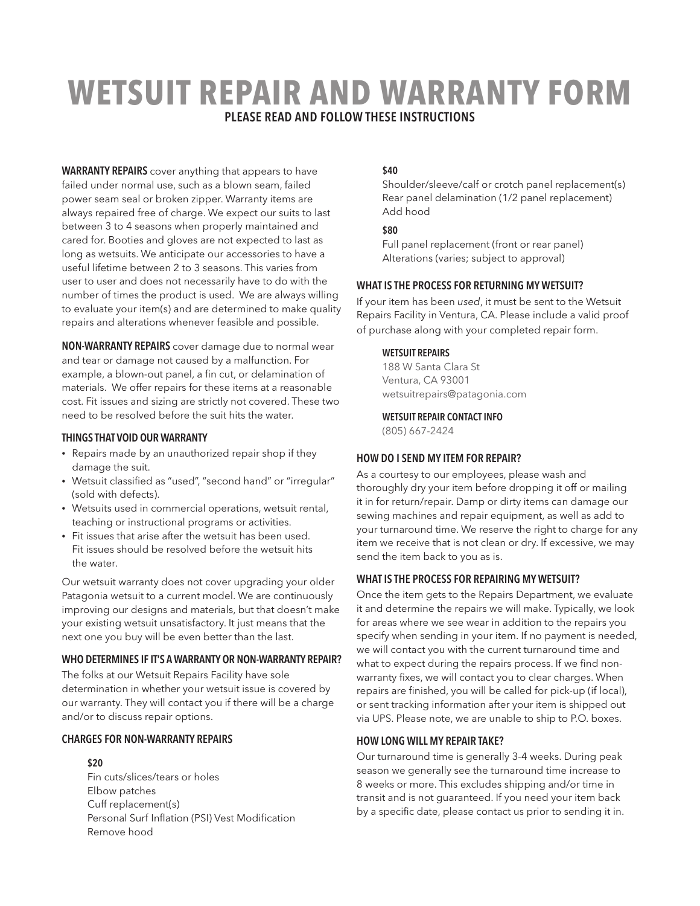# WETSUIT REPAIR AND WARRANTY FORM

## PLEASE READ AND FOLLOW THESE INSTRUCTIONS

**WARRANTY REPAIRS** cover anything that appears to have failed under normal use, such as a blown seam, failed power seam seal or broken zipper. Warranty items are always repaired free of charge. We expect our suits to last between 3 to 4 seasons when properly maintained and cared for. Booties and gloves are not expected to last as long as wetsuits. We anticipate our accessories to have a useful lifetime between 2 to 3 seasons. This varies from user to user and does not necessarily have to do with the number of times the product is used. We are always willing to evaluate your item(s) and are determined to make quality repairs and alterations whenever feasible and possible.

**NON-WARRANTY REPAIRS** cover damage due to normal wear and tear or damage not caused by a malfunction. For example, a blown-out panel, a fin cut, or delamination of materials. We offer repairs for these items at a reasonable cost. Fit issues and sizing are strictly not covered. These two need to be resolved before the suit hits the water.

### THINGS THAT VOID OUR WARRANTY

- Repairs made by an unauthorized repair shop if they damage the suit.
- Wetsuit classified as "used", "second hand" or "irregular" (sold with defects).
- Wetsuits used in commercial operations, wetsuit rental, teaching or instructional programs or activities.
- Fit issues that arise after the wetsuit has been used. Fit issues should be resolved before the wetsuit hits the water.

Our wetsuit warranty does not cover upgrading your older Patagonia wetsuit to a current model. We are continuously improving our designs and materials, but that doesn't make your existing wetsuit unsatisfactory. It just means that the next one you buy will be even better than the last.

### WHO DETERMINES IF IT'S A WARRANTY OR NON-WARRANTY REPAIR?

The folks at our Wetsuit Repairs Facility have sole determination in whether your wetsuit issue is covered by our warranty. They will contact you if there will be a charge and/or to discuss repair options.

### CHARGES FOR NON-WARRANTY REPAIRS

**$20**

Fin cuts/slices/tears or holes
Elbow patches
Cuff replacement(s)
Personal Surf Inflation (PSI) Vest Modification
Remove hood

**$40**

Shoulder/sleeve/calf or crotch panel replacement(s)
Rear panel delamination (1/2 panel replacement)
Add hood

**$80**

Full panel replacement (front or rear panel)
Alterations (varies; subject to approval)

### WHAT IS THE PROCESS FOR RETURNING MY WETSUIT?

If your item has been *used*, it must be sent to the Wetsuit Repairs Facility in Ventura, CA. Please include a valid proof of purchase along with your completed repair form.

**WETSUIT REPAIRS**
188 W Santa Clara St
Ventura, CA 93001
wetsuitrepairs@patagonia.com

**WETSUIT REPAIR CONTACT INFO**
(805) 667-2424

### HOW DO I SEND MY ITEM FOR REPAIR?

As a courtesy to our employees, please wash and thoroughly dry your item before dropping it off or mailing it in for return/repair. Damp or dirty items can damage our sewing machines and repair equipment, as well as add to your turnaround time. We reserve the right to charge for any item we receive that is not clean or dry. If excessive, we may send the item back to you as is.

### WHAT IS THE PROCESS FOR REPAIRING MY WETSUIT?

Once the item gets to the Repairs Department, we evaluate it and determine the repairs we will make. Typically, we look for areas where we see wear in addition to the repairs you specify when sending in your item. If no payment is needed, we will contact you with the current turnaround time and what to expect during the repairs process. If we find non-warranty fixes, we will contact you to clear charges. When repairs are finished, you will be called for pick-up (if local), or sent tracking information after your item is shipped out via UPS. Please note, we are unable to ship to P.O. boxes.

### HOW LONG WILL MY REPAIR TAKE?

Our turnaround time is generally 3-4 weeks. During peak season we generally see the turnaround time increase to 8 weeks or more. This excludes shipping and/or time in transit and is not guaranteed. If you need your item back by a specific date, please contact us prior to sending it in.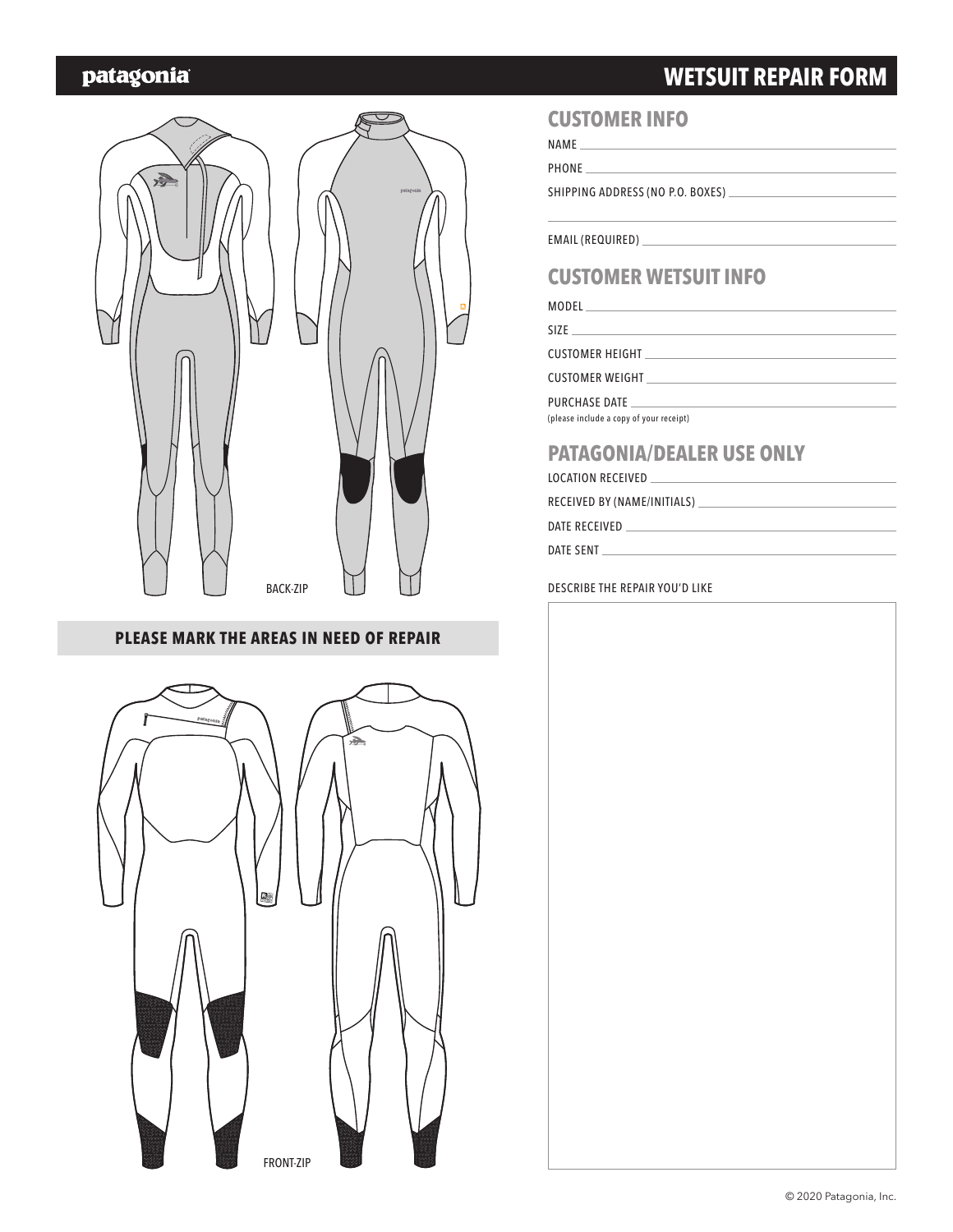# WETSUIT REPAIR FORM

BACK-ZIP

**PLEASE MARK THE AREAS IN NEED OF REPAIR**

FRONT-ZIP

## CUSTOMER INFO

NAME ___

PHONE ___

SHIPPING ADDRESS (NO P.O. BOXES) ___

___

EMAIL (REQUIRED) ___

## CUSTOMER WETSUIT INFO

MODEL ___

SIZE ___

CUSTOMER HEIGHT ___

CUSTOMER WEIGHT ___

PURCHASE DATE ___
(please include a copy of your receipt)

## PATAGONIA/DEALER USE ONLY

LOCATION RECEIVED ___

RECEIVED BY (NAME/INITIALS) ___

DATE RECEIVED ___

DATE SENT ___

DESCRIBE THE REPAIR YOU'D LIKE

© 2020 Patagonia, Inc.